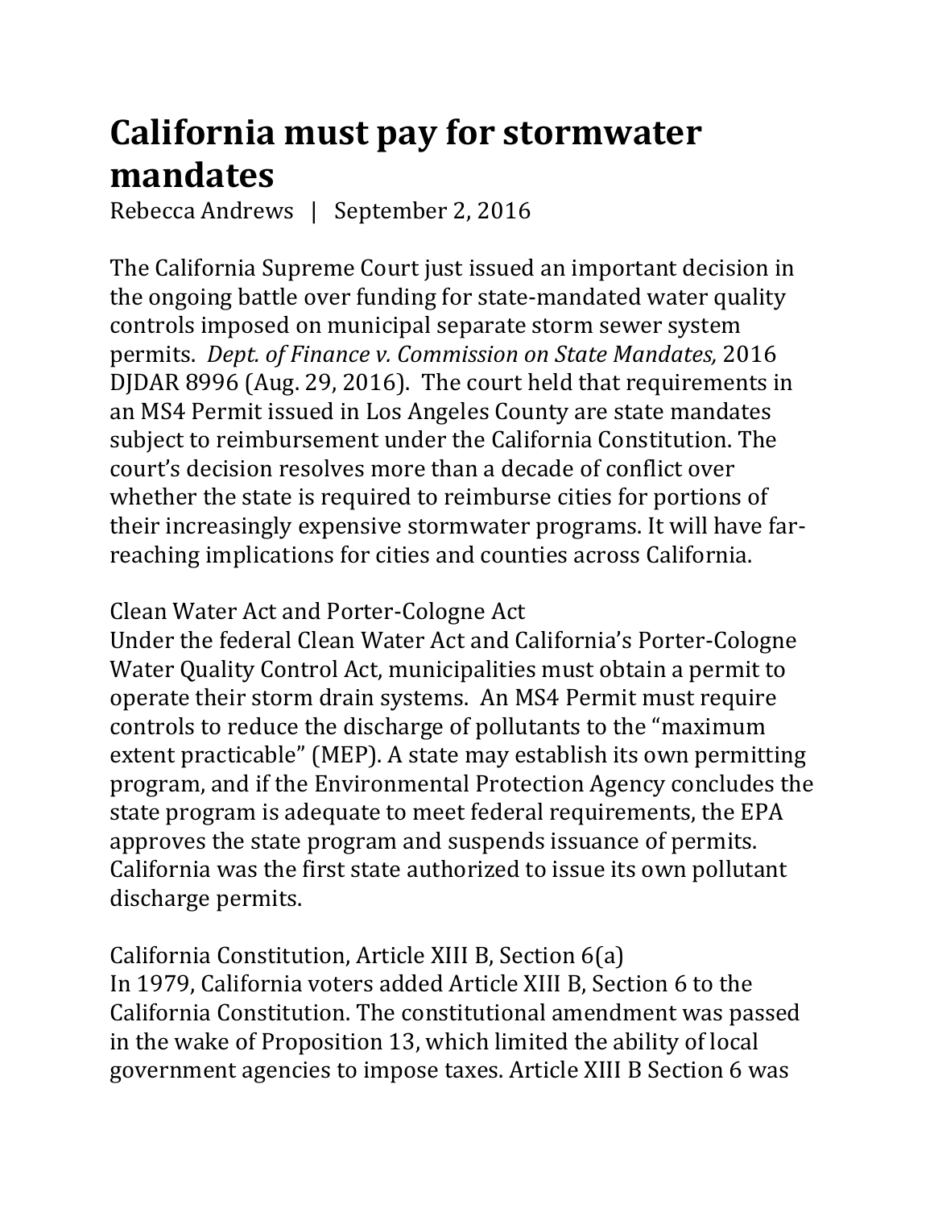# California must pay for stormwater mandates

Rebecca Andrews | September 2, 2016

The California Supreme Court just issued an important decision in the ongoing battle over funding for state-mandated water quality controls imposed on municipal separate storm sewer system permits. *Dept. of Finance v. Commission on State Mandates,* 2016 DJDAR 8996 (Aug. 29, 2016). The court held that requirements in an MS4 Permit issued in Los Angeles County are state mandates subject to reimbursement under the California Constitution. The court's decision resolves more than a decade of conflict over whether the state is required to reimburse cities for portions of their increasingly expensive stormwater programs. It will have far-reaching implications for cities and counties across California.

## Clean Water Act and Porter-Cologne Act

Under the federal Clean Water Act and California's Porter-Cologne Water Quality Control Act, municipalities must obtain a permit to operate their storm drain systems. An MS4 Permit must require controls to reduce the discharge of pollutants to the "maximum extent practicable" (MEP). A state may establish its own permitting program, and if the Environmental Protection Agency concludes the state program is adequate to meet federal requirements, the EPA approves the state program and suspends issuance of permits. California was the first state authorized to issue its own pollutant discharge permits.

## California Constitution, Article XIII B, Section 6(a)

In 1979, California voters added Article XIII B, Section 6 to the California Constitution. The constitutional amendment was passed in the wake of Proposition 13, which limited the ability of local government agencies to impose taxes. Article XIII B Section 6 was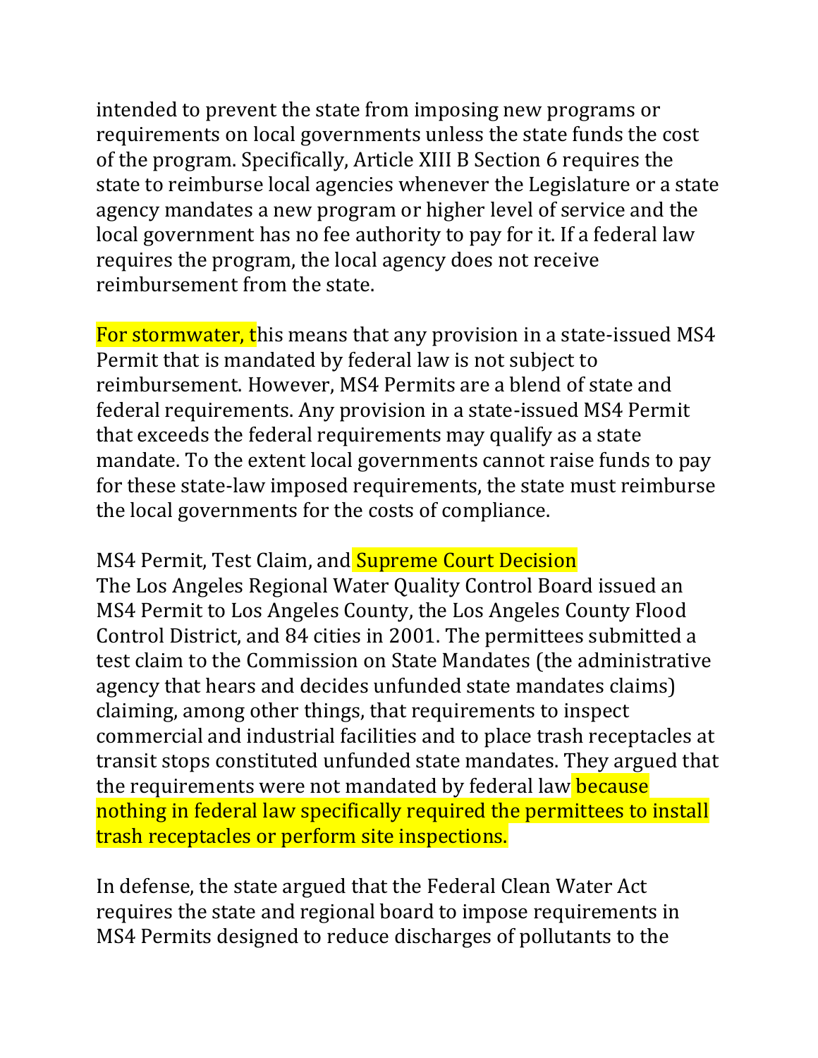intended to prevent the state from imposing new programs or requirements on local governments unless the state funds the cost of the program. Specifically, Article XIII B Section 6 requires the state to reimburse local agencies whenever the Legislature or a state agency mandates a new program or higher level of service and the local government has no fee authority to pay for it. If a federal law requires the program, the local agency does not receive reimbursement from the state.

For stormwater, this means that any provision in a state-issued MS4 Permit that is mandated by federal law is not subject to reimbursement. However, MS4 Permits are a blend of state and federal requirements. Any provision in a state-issued MS4 Permit that exceeds the federal requirements may qualify as a state mandate. To the extent local governments cannot raise funds to pay for these state-law imposed requirements, the state must reimburse the local governments for the costs of compliance.

## MS4 Permit, Test Claim, and Supreme Court Decision

The Los Angeles Regional Water Quality Control Board issued an MS4 Permit to Los Angeles County, the Los Angeles County Flood Control District, and 84 cities in 2001. The permittees submitted a test claim to the Commission on State Mandates (the administrative agency that hears and decides unfunded state mandates claims) claiming, among other things, that requirements to inspect commercial and industrial facilities and to place trash receptacles at transit stops constituted unfunded state mandates. They argued that the requirements were not mandated by federal law because nothing in federal law specifically required the permittees to install trash receptacles or perform site inspections.

In defense, the state argued that the Federal Clean Water Act requires the state and regional board to impose requirements in MS4 Permits designed to reduce discharges of pollutants to the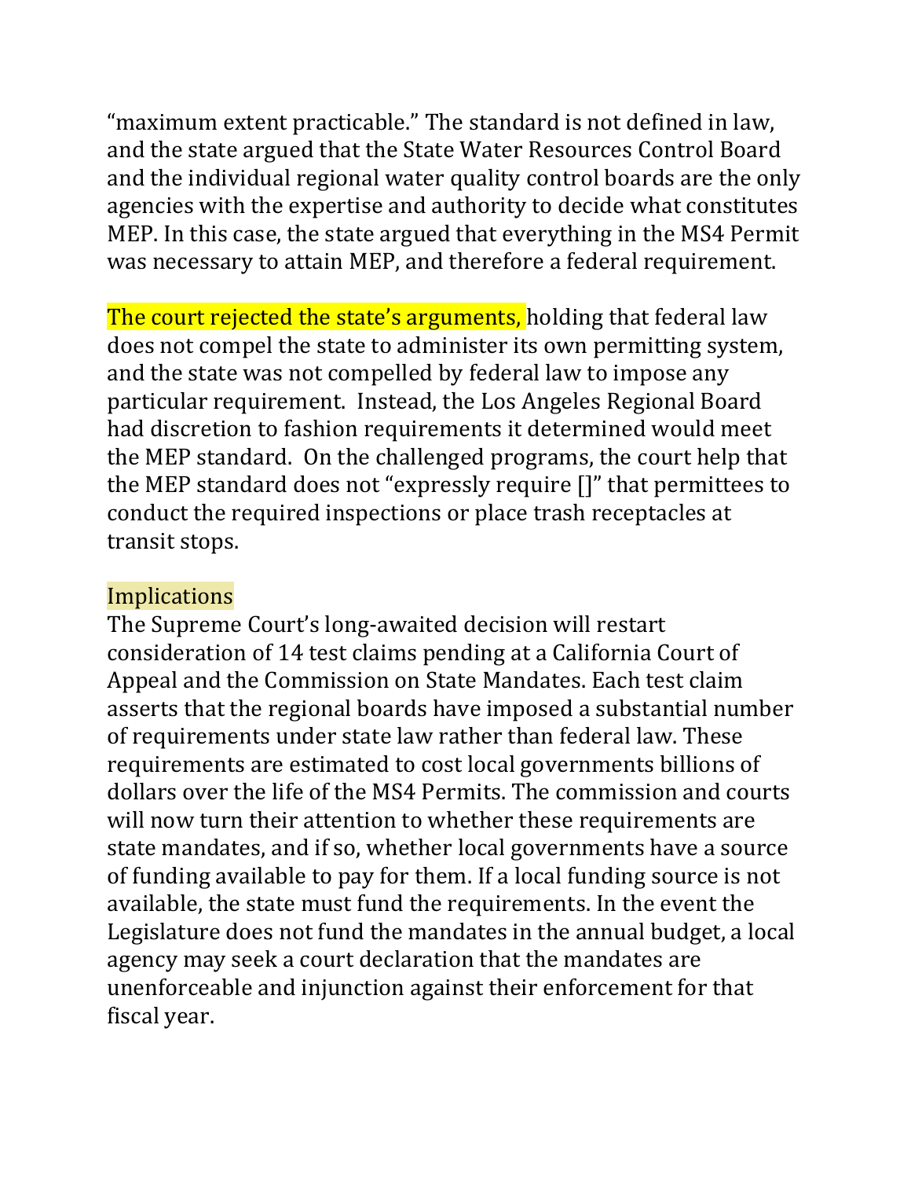"maximum extent practicable." The standard is not defined in law, and the state argued that the State Water Resources Control Board and the individual regional water quality control boards are the only agencies with the expertise and authority to decide what constitutes MEP. In this case, the state argued that everything in the MS4 Permit was necessary to attain MEP, and therefore a federal requirement.

The court rejected the state's arguments, holding that federal law does not compel the state to administer its own permitting system, and the state was not compelled by federal law to impose any particular requirement. Instead, the Los Angeles Regional Board had discretion to fashion requirements it determined would meet the MEP standard. On the challenged programs, the court help that the MEP standard does not "expressly require []" that permittees to conduct the required inspections or place trash receptacles at transit stops.

## Implications

The Supreme Court's long-awaited decision will restart consideration of 14 test claims pending at a California Court of Appeal and the Commission on State Mandates. Each test claim asserts that the regional boards have imposed a substantial number of requirements under state law rather than federal law. These requirements are estimated to cost local governments billions of dollars over the life of the MS4 Permits. The commission and courts will now turn their attention to whether these requirements are state mandates, and if so, whether local governments have a source of funding available to pay for them. If a local funding source is not available, the state must fund the requirements. In the event the Legislature does not fund the mandates in the annual budget, a local agency may seek a court declaration that the mandates are unenforceable and injunction against their enforcement for that fiscal year.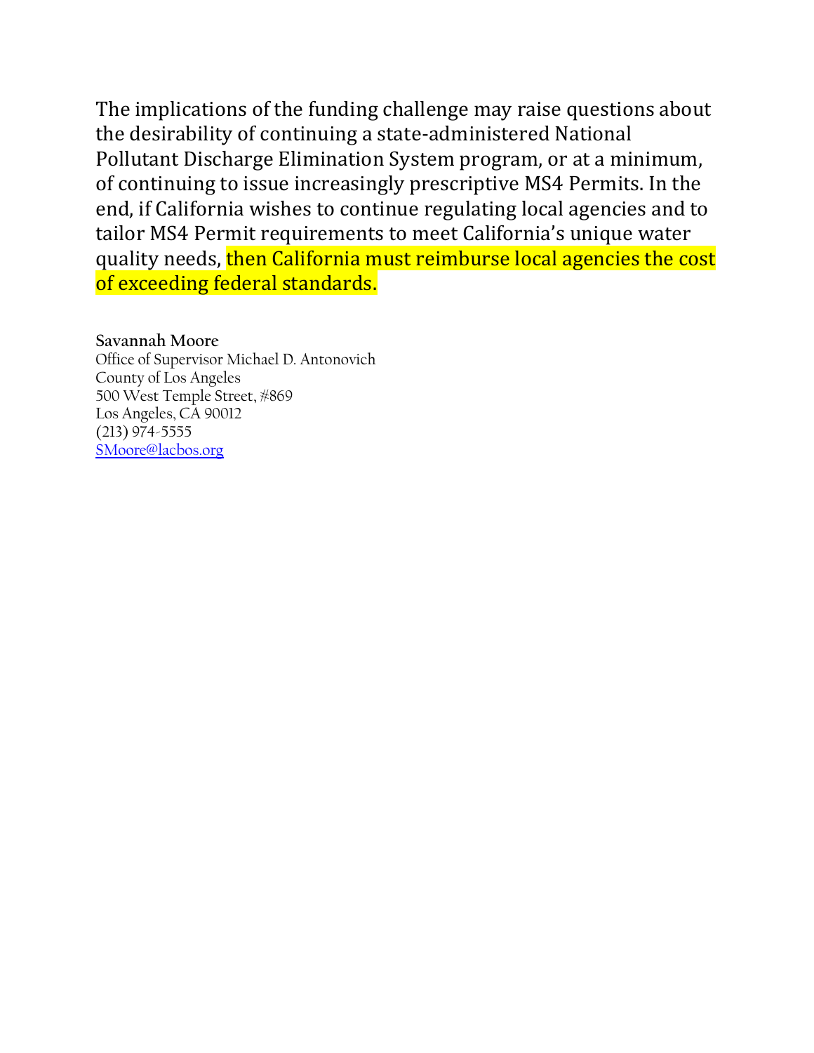The implications of the funding challenge may raise questions about the desirability of continuing a state-administered National Pollutant Discharge Elimination System program, or at a minimum, of continuing to issue increasingly prescriptive MS4 Permits. In the end, if California wishes to continue regulating local agencies and to tailor MS4 Permit requirements to meet California's unique water quality needs, then California must reimburse local agencies the cost of exceeding federal standards.

**Savannah Moore**
Office of Supervisor Michael D. Antonovich
County of Los Angeles
500 West Temple Street, #869
Los Angeles, CA 90012
(213) 974-5555
SMoore@lacbos.org